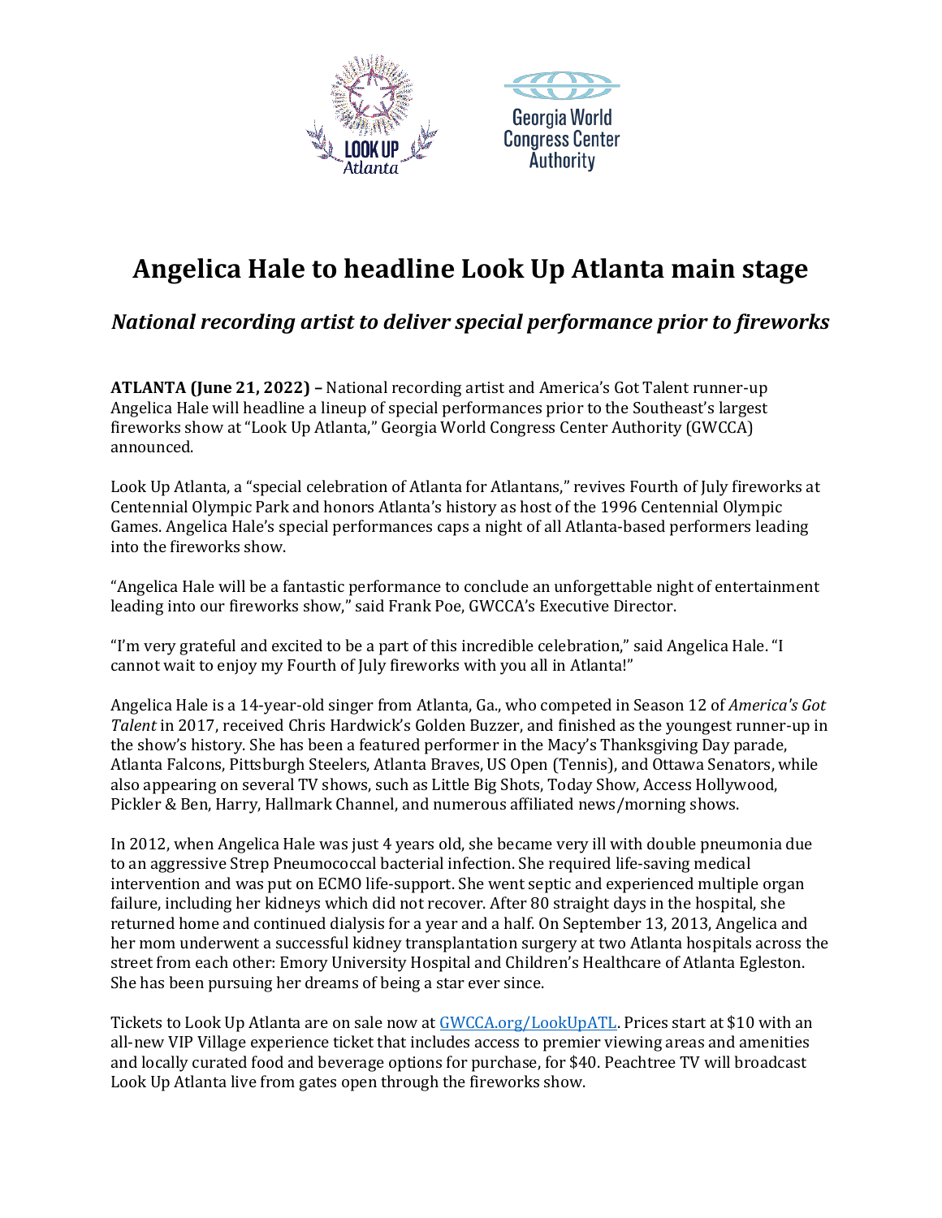# Angelica Hale to headline Look Up Atlanta main stage

## *National recording artist to deliver special performance prior to fireworks*

**ATLANTA (June 21, 2022) –** National recording artist and America's Got Talent runner-up Angelica Hale will headline a lineup of special performances prior to the Southeast's largest fireworks show at "Look Up Atlanta," Georgia World Congress Center Authority (GWCCA) announced.

Look Up Atlanta, a "special celebration of Atlanta for Atlantans," revives Fourth of July fireworks at Centennial Olympic Park and honors Atlanta's history as host of the 1996 Centennial Olympic Games. Angelica Hale's special performances caps a night of all Atlanta-based performers leading into the fireworks show.

"Angelica Hale will be a fantastic performance to conclude an unforgettable night of entertainment leading into our fireworks show," said Frank Poe, GWCCA's Executive Director.

"I'm very grateful and excited to be a part of this incredible celebration," said Angelica Hale. "I cannot wait to enjoy my Fourth of July fireworks with you all in Atlanta!"

Angelica Hale is a 14-year-old singer from Atlanta, Ga., who competed in Season 12 of *America's Got Talent* in 2017, received Chris Hardwick's Golden Buzzer, and finished as the youngest runner-up in the show's history. She has been a featured performer in the Macy's Thanksgiving Day parade, Atlanta Falcons, Pittsburgh Steelers, Atlanta Braves, US Open (Tennis), and Ottawa Senators, while also appearing on several TV shows, such as Little Big Shots, Today Show, Access Hollywood, Pickler & Ben, Harry, Hallmark Channel, and numerous affiliated news/morning shows.

In 2012, when Angelica Hale was just 4 years old, she became very ill with double pneumonia due to an aggressive Strep Pneumococcal bacterial infection. She required life-saving medical intervention and was put on ECMO life-support. She went septic and experienced multiple organ failure, including her kidneys which did not recover. After 80 straight days in the hospital, she returned home and continued dialysis for a year and a half. On September 13, 2013, Angelica and her mom underwent a successful kidney transplantation surgery at two Atlanta hospitals across the street from each other: Emory University Hospital and Children's Healthcare of Atlanta Egleston. She has been pursuing her dreams of being a star ever since.

Tickets to Look Up Atlanta are on sale now at [GWCCA.org/LookUpATL](GWCCA.org/LookUpATL). Prices start at $10 with an all-new VIP Village experience ticket that includes access to premier viewing areas and amenities and locally curated food and beverage options for purchase, for $40. Peachtree TV will broadcast Look Up Atlanta live from gates open through the fireworks show.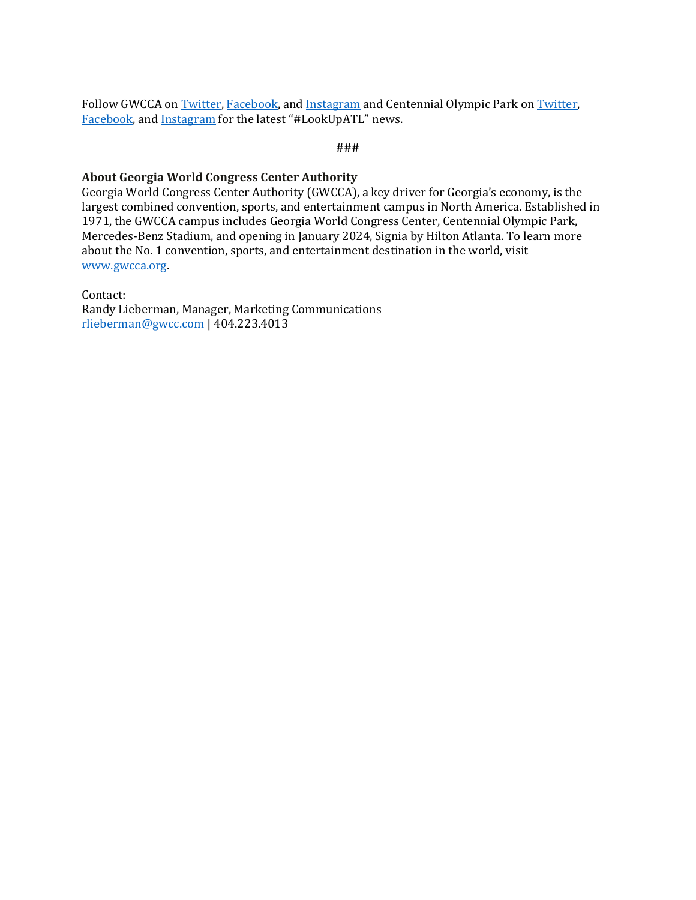Follow GWCCA on Twitter, Facebook, and Instagram and Centennial Olympic Park on Twitter, Facebook, and Instagram for the latest "#LookUpATL" news.

###

**About Georgia World Congress Center Authority**
Georgia World Congress Center Authority (GWCCA), a key driver for Georgia's economy, is the largest combined convention, sports, and entertainment campus in North America. Established in 1971, the GWCCA campus includes Georgia World Congress Center, Centennial Olympic Park, Mercedes-Benz Stadium, and opening in January 2024, Signia by Hilton Atlanta. To learn more about the No. 1 convention, sports, and entertainment destination in the world, visit www.gwcca.org.

Contact:
Randy Lieberman, Manager, Marketing Communications
rlieberman@gwcc.com | 404.223.4013